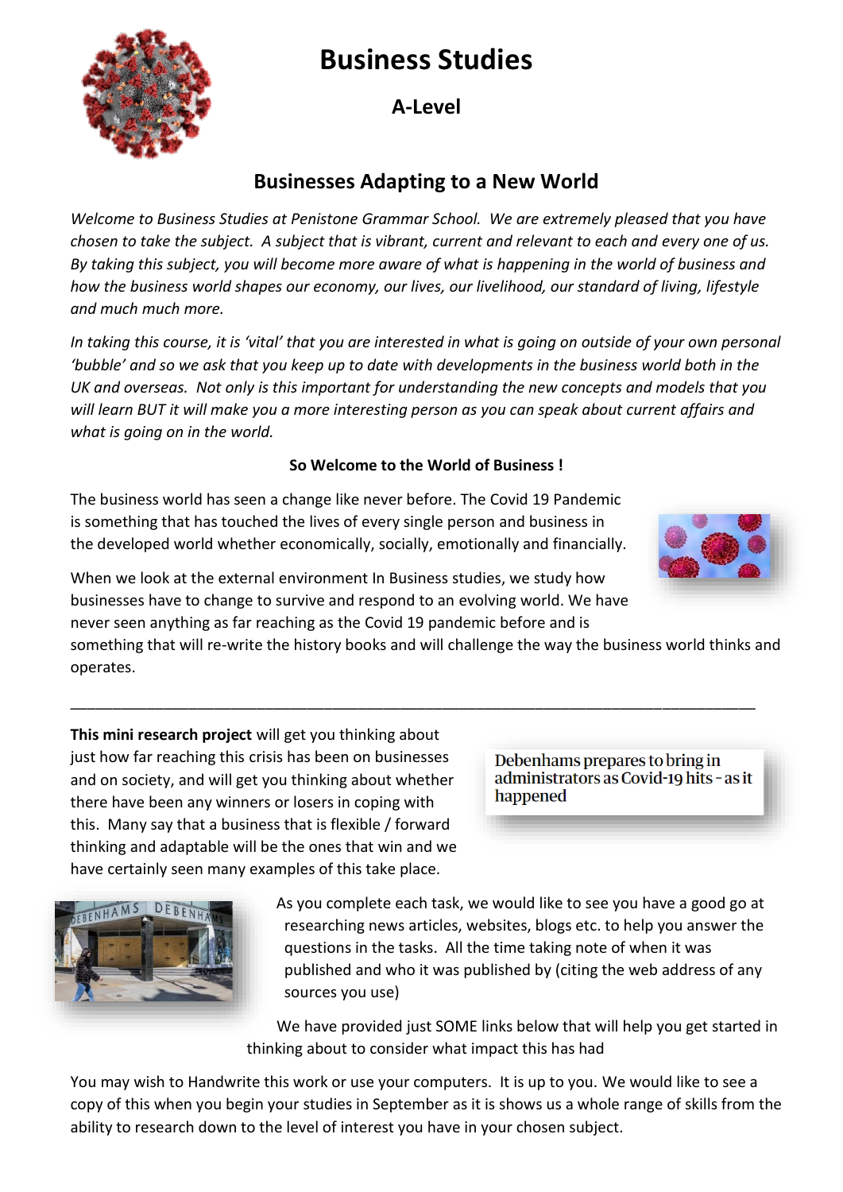# Business Studies

## A-Level

## Businesses Adapting to a New World

*Welcome to Business Studies at Penistone Grammar School. We are extremely pleased that you have chosen to take the subject. A subject that is vibrant, current and relevant to each and every one of us. By taking this subject, you will become more aware of what is happening in the world of business and how the business world shapes our economy, our lives, our livelihood, our standard of living, lifestyle and much much more.*

*In taking this course, it is 'vital' that you are interested in what is going on outside of your own personal 'bubble' and so we ask that you keep up to date with developments in the business world both in the UK and overseas. Not only is this important for understanding the new concepts and models that you will learn BUT it will make you a more interesting person as you can speak about current affairs and what is going on in the world.*

**So Welcome to the World of Business !**

The business world has seen a change like never before. The Covid 19 Pandemic is something that has touched the lives of every single person and business in the developed world whether economically, socially, emotionally and financially.

When we look at the external environment In Business studies, we study how businesses have to change to survive and respond to an evolving world. We have never seen anything as far reaching as the Covid 19 pandemic before and is something that will re-write the history books and will challenge the way the business world thinks and operates.

---

**This mini research project** will get you thinking about just how far reaching this crisis has been on businesses and on society, and will get you thinking about whether there have been any winners or losers in coping with this. Many say that a business that is flexible / forward thinking and adaptable will be the ones that win and we have certainly seen many examples of this take place.

Debenhams prepares to bring in administrators as Covid-19 hits - as it happened

As you complete each task, we would like to see you have a good go at researching news articles, websites, blogs etc. to help you answer the questions in the tasks. All the time taking note of when it was published and who it was published by (citing the web address of any sources you use)

We have provided just SOME links below that will help you get started in thinking about to consider what impact this has had

You may wish to Handwrite this work or use your computers. It is up to you. We would like to see a copy of this when you begin your studies in September as it is shows us a whole range of skills from the ability to research down to the level of interest you have in your chosen subject.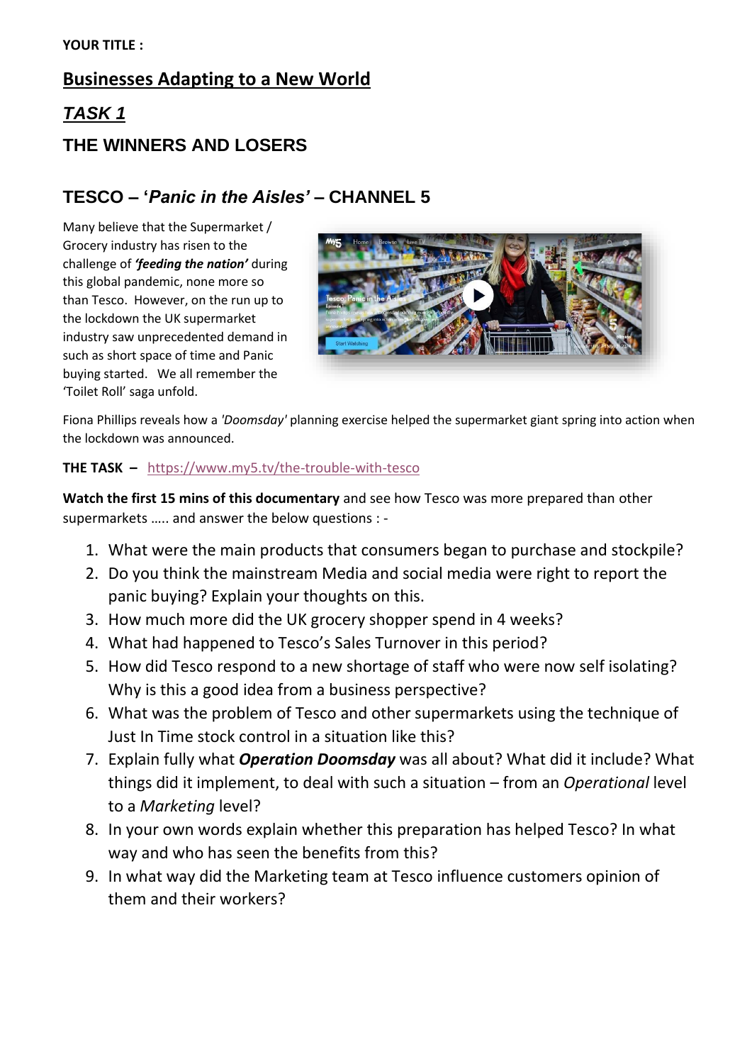**YOUR TITLE :**

## <u>Businesses Adapting to a New World</u>

## <u>*TASK 1*</u>

### THE WINNERS AND LOSERS

### TESCO – '*Panic in the Aisles*' – CHANNEL 5

Many believe that the Supermarket / Grocery industry has risen to the challenge of ***'feeding the nation'*** during this global pandemic, none more so than Tesco. However, on the run up to the lockdown the UK supermarket industry saw unprecedented demand in such as short space of time and Panic buying started. We all remember the 'Toilet Roll' saga unfold.

Fiona Phillips reveals how a *'Doomsday'* planning exercise helped the supermarket giant spring into action when the lockdown was announced.

**THE TASK –** https://www.my5.tv/the-trouble-with-tesco

**Watch the first 15 mins of this documentary** and see how Tesco was more prepared than other supermarkets ….. and answer the below questions : -

1. What were the main products that consumers began to purchase and stockpile?
2. Do you think the mainstream Media and social media were right to report the panic buying? Explain your thoughts on this.
3. How much more did the UK grocery shopper spend in 4 weeks?
4. What had happened to Tesco's Sales Turnover in this period?
5. How did Tesco respond to a new shortage of staff who were now self isolating? Why is this a good idea from a business perspective?
6. What was the problem of Tesco and other supermarkets using the technique of Just In Time stock control in a situation like this?
7. Explain fully what ***Operation Doomsday*** was all about? What did it include? What things did it implement, to deal with such a situation – from an *Operational* level to a *Marketing* level?
8. In your own words explain whether this preparation has helped Tesco? In what way and who has seen the benefits from this?
9. In what way did the Marketing team at Tesco influence customers opinion of them and their workers?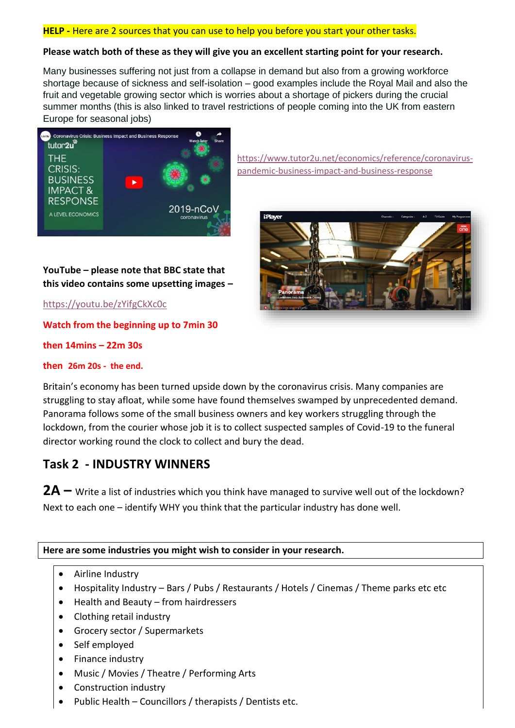**HELP -** Here are 2 sources that you can use to help you before you start your other tasks.

**Please watch both of these as they will give you an excellent starting point for your research.**

Many businesses suffering not just from a collapse in demand but also from a growing workforce shortage because of sickness and self-isolation – good examples include the Royal Mail and also the fruit and vegetable growing sector which is worries about a shortage of pickers during the crucial summer months (this is also linked to travel restrictions of people coming into the UK from eastern Europe for seasonal jobs)

https://www.tutor2u.net/economics/reference/coronavirus-pandemic-business-impact-and-business-response

**YouTube – please note that BBC state that this video contains some upsetting images –**

https://youtu.be/zYifgCkXc0c

**Watch from the beginning up to 7min 30**

**then 14mins – 22m 30s**

**then 26m 20s - the end.**

Britain's economy has been turned upside down by the coronavirus crisis. Many companies are struggling to stay afloat, while some have found themselves swamped by unprecedented demand. Panorama follows some of the small business owners and key workers struggling through the lockdown, from the courier whose job it is to collect suspected samples of Covid-19 to the funeral director working round the clock to collect and bury the dead.

## Task 2 - INDUSTRY WINNERS

**2A –** Write a list of industries which you think have managed to survive well out of the lockdown? Next to each one – identify WHY you think that the particular industry has done well.

**Here are some industries you might wish to consider in your research.**

- Airline Industry
- Hospitality Industry – Bars / Pubs / Restaurants / Hotels / Cinemas / Theme parks etc etc
- Health and Beauty – from hairdressers
- Clothing retail industry
- Grocery sector / Supermarkets
- Self employed
- Finance industry
- Music / Movies / Theatre / Performing Arts
- Construction industry
- Public Health – Councillors / therapists / Dentists etc.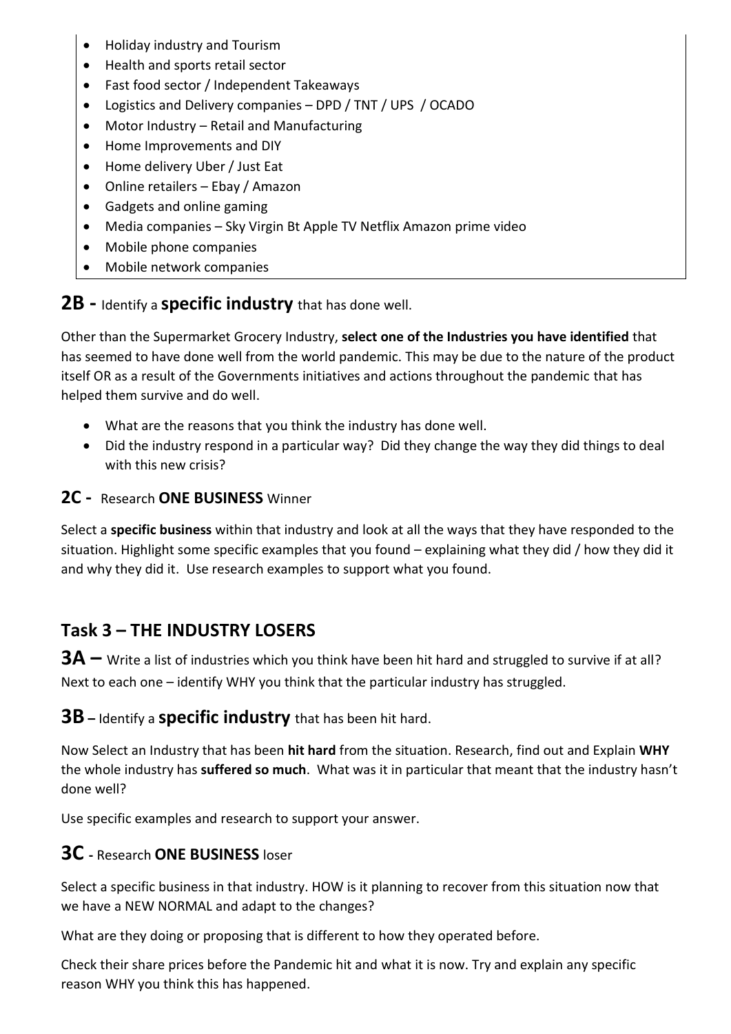- Holiday industry and Tourism
- Health and sports retail sector
- Fast food sector / Independent Takeaways
- Logistics and Delivery companies – DPD / TNT / UPS / OCADO
- Motor Industry – Retail and Manufacturing
- Home Improvements and DIY
- Home delivery Uber / Just Eat
- Online retailers – Ebay / Amazon
- Gadgets and online gaming
- Media companies – Sky Virgin Bt Apple TV Netflix Amazon prime video
- Mobile phone companies
- Mobile network companies

## 2B - Identify a **specific industry** that has done well.

Other than the Supermarket Grocery Industry, **select one of the Industries you have identified** that has seemed to have done well from the world pandemic. This may be due to the nature of the product itself OR as a result of the Governments initiatives and actions throughout the pandemic that has helped them survive and do well.

- What are the reasons that you think the industry has done well.
- Did the industry respond in a particular way? Did they change the way they did things to deal with this new crisis?

## 2C - Research **ONE BUSINESS** Winner

Select a **specific business** within that industry and look at all the ways that they have responded to the situation. Highlight some specific examples that you found – explaining what they did / how they did it and why they did it. Use research examples to support what you found.

# Task 3 – THE INDUSTRY LOSERS

## 3A – Write a list of industries which you think have been hit hard and struggled to survive if at all? Next to each one – identify WHY you think that the particular industry has struggled.

## 3B – Identify a **specific industry** that has been hit hard.

Now Select an Industry that has been **hit hard** from the situation. Research, find out and Explain **WHY** the whole industry has **suffered so much**. What was it in particular that meant that the industry hasn't done well?

Use specific examples and research to support your answer.

## 3C - Research **ONE BUSINESS** loser

Select a specific business in that industry. HOW is it planning to recover from this situation now that we have a NEW NORMAL and adapt to the changes?

What are they doing or proposing that is different to how they operated before.

Check their share prices before the Pandemic hit and what it is now. Try and explain any specific reason WHY you think this has happened.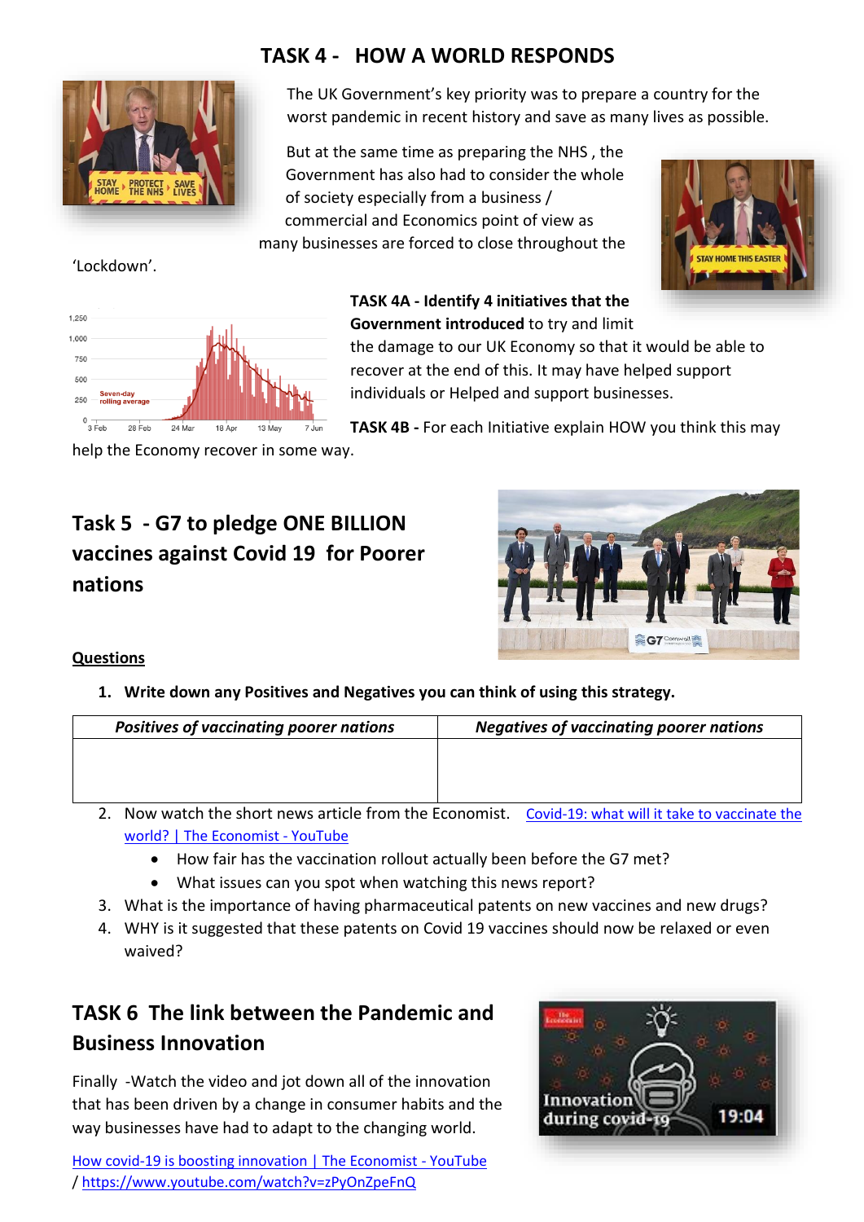# TASK 4 - HOW A WORLD RESPONDS

The UK Government's key priority was to prepare a country for the worst pandemic in recent history and save as many lives as possible.

But at the same time as preparing the NHS , the Government has also had to consider the whole of society especially from a business / commercial and Economics point of view as many businesses are forced to close throughout the 'Lockdown'.

1,250
1,000
750
500
250
0
3 Feb
28 Feb
24 Mar
18 Apr
13 May
7 Jun
Seven-day rolling average

**TASK 4A - Identify 4 initiatives that the Government introduced** to try and limit the damage to our UK Economy so that it would be able to recover at the end of this. It may have helped support individuals or Helped and support businesses.

**TASK 4B -** For each Initiative explain HOW you think this may help the Economy recover in some way.

## Task 5 - G7 to pledge ONE BILLION vaccines against Covid 19 for Poorer nations

**Questions**

1. **Write down any Positives and Negatives you can think of using this strategy.**

| *Positives of vaccinating poorer nations* | *Negatives of vaccinating poorer nations* |
|---|---|
| | |

2. Now watch the short news article from the Economist. [Covid-19: what will it take to vaccinate the world? | The Economist - YouTube]
   - How fair has the vaccination rollout actually been before the G7 met?
   - What issues can you spot when watching this news report?
3. What is the importance of having pharmaceutical patents on new vaccines and new drugs?
4. WHY is it suggested that these patents on Covid 19 vaccines should now be relaxed or even waived?

## TASK 6 The link between the Pandemic and Business Innovation

Finally -Watch the video and jot down all of the innovation that has been driven by a change in consumer habits and the way businesses have had to adapt to the changing world.

[How covid-19 is boosting innovation | The Economist - YouTube] / https://www.youtube.com/watch?v=zPyOnZpeFnQ